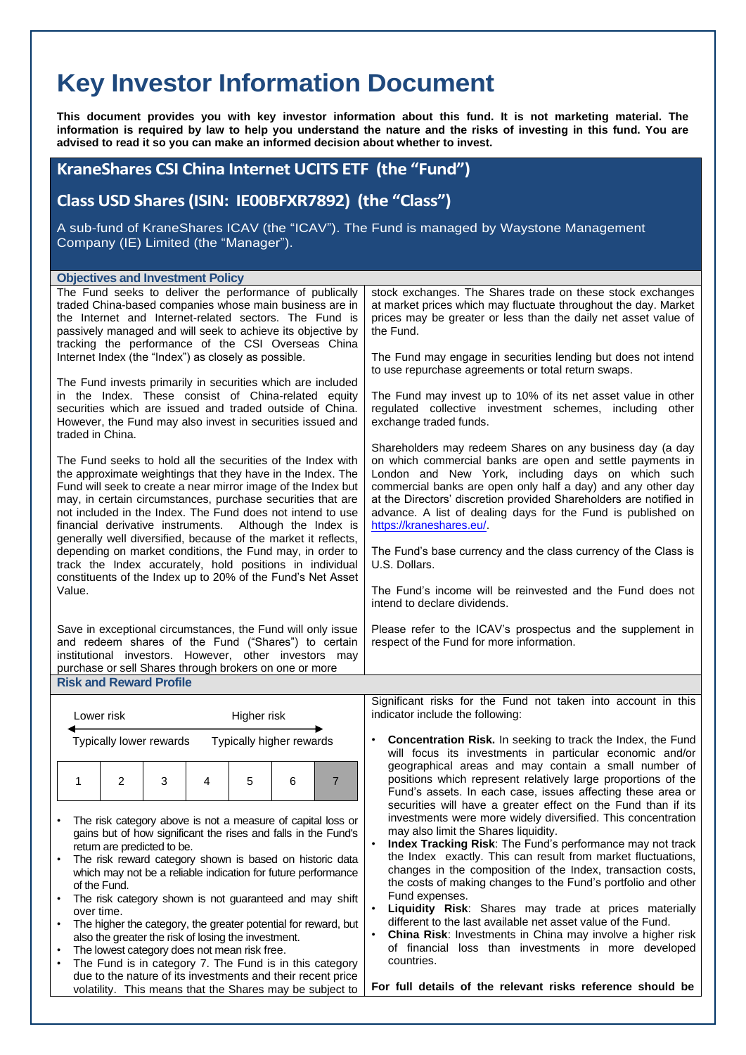# Key Investor Information Document

**This document provides you with key investor information about this fund. It is not marketing material. The information is required by law to help you understand the nature and the risks of investing in this fund. You are advised to read it so you can make an informed decision about whether to invest.**

## KraneShares CSI China Internet UCITS ETF (the "Fund")

## Class USD Shares (ISIN: IE00BFXR7892) (the "Class")

A sub-fund of KraneShares ICAV (the "ICAV"). The Fund is managed by Waystone Management Company (IE) Limited (the "Manager").

### Objectives and Investment Policy

The Fund seeks to deliver the performance of publically traded China-based companies whose main business are in the Internet and Internet-related sectors. The Fund is passively managed and will seek to achieve its objective by tracking the performance of the CSI Overseas China Internet Index (the "Index") as closely as possible.

The Fund invests primarily in securities which are included in the Index. These consist of China-related equity securities which are issued and traded outside of China. However, the Fund may also invest in securities issued and traded in China.

The Fund seeks to hold all the securities of the Index with the approximate weightings that they have in the Index. The Fund will seek to create a near mirror image of the Index but may, in certain circumstances, purchase securities that are not included in the Index. The Fund does not intend to use financial derivative instruments. Although the Index is generally well diversified, because of the market it reflects, depending on market conditions, the Fund may, in order to track the Index accurately, hold positions in individual constituents of the Index up to 20% of the Fund's Net Asset Value.

Save in exceptional circumstances, the Fund will only issue and redeem shares of the Fund ("Shares") to certain institutional investors. However, other investors may purchase or sell Shares through brokers on one or more stock exchanges. The Shares trade on these stock exchanges at market prices which may fluctuate throughout the day. Market prices may be greater or less than the daily net asset value of the Fund.

The Fund may engage in securities lending but does not intend to use repurchase agreements or total return swaps.

The Fund may invest up to 10% of its net asset value in other regulated collective investment schemes, including other exchange traded funds.

Shareholders may redeem Shares on any business day (a day on which commercial banks are open and settle payments in London and New York, including days on which such commercial banks are open only half a day) and any other day at the Directors' discretion provided Shareholders are notified in advance. A list of dealing days for the Fund is published on https://kraneshares.eu/.

The Fund's base currency and the class currency of the Class is U.S. Dollars.

The Fund's income will be reinvested and the Fund does not intend to declare dividends.

Please refer to the ICAV's prospectus and the supplement in respect of the Fund for more information.

### Risk and Reward Profile

Lower risk — Higher risk

Typically lower rewards — Typically higher rewards

| 1 | 2 | 3 | 4 | 5 | 6 | **7** |
|---|---|---|---|---|---|---|

- The risk category above is not a measure of capital loss or gains but of how significant the rises and falls in the Fund's return are predicted to be.
- The risk reward category shown is based on historic data which may not be a reliable indication for future performance of the Fund.
- The risk category shown is not guaranteed and may shift over time.
- The higher the category, the greater potential for reward, but also the greater the risk of losing the investment.
- The lowest category does not mean risk free.
- The Fund is in category 7. The Fund is in this category due to the nature of its investments and their recent price volatility. This means that the Shares may be subject to

Significant risks for the Fund not taken into account in this indicator include the following:

- **Concentration Risk.** In seeking to track the Index, the Fund will focus its investments in particular economic and/or geographical areas and may contain a small number of positions which represent relatively large proportions of the Fund's assets. In each case, issues affecting these area or securities will have a greater effect on the Fund than if its investments were more widely diversified. This concentration may also limit the Shares liquidity.
- **Index Tracking Risk**: The Fund's performance may not track the Index exactly. This can result from market fluctuations, changes in the composition of the Index, transaction costs, the costs of making changes to the Fund's portfolio and other Fund expenses.
- **Liquidity Risk**: Shares may trade at prices materially different to the last available net asset value of the Fund.
- **China Risk**: Investments in China may involve a higher risk of financial loss than investments in more developed countries.

**For full details of the relevant risks reference should be**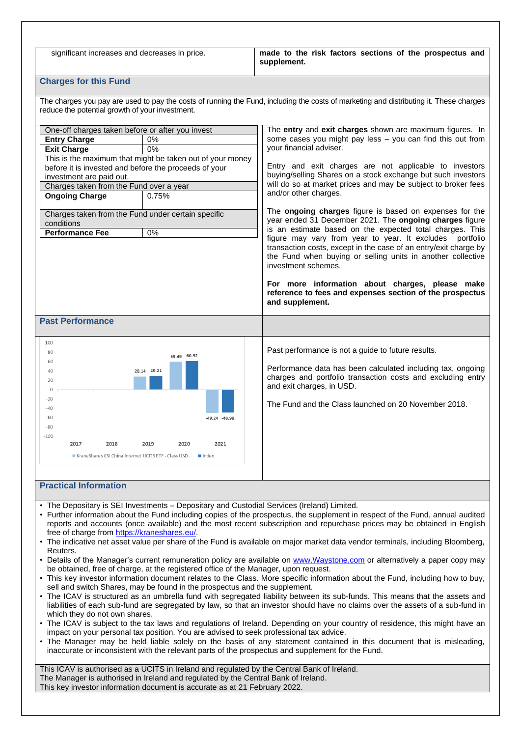| significant increases and decreases in price. | **made to the risk factors sections of the prospectus and supplement.** |
|---|---|

## Charges for this Fund

The charges you pay are used to pay the costs of running the Fund, including the costs of marketing and distributing it. These charges reduce the potential growth of your investment.

| One-off charges taken before or after you invest | |
|---|---|
| **Entry Charge** | 0% |
| **Exit Charge** | 0% |
| This is the maximum that might be taken out of your money before it is invested and before the proceeds of your investment are paid out. | |
| Charges taken from the Fund over a year | |
| **Ongoing Charge** | 0.75% |
| Charges taken from the Fund under certain specific conditions | |
| **Performance Fee** | 0% |

The **entry** and **exit charges** shown are maximum figures. In some cases you might pay less – you can find this out from your financial adviser.

Entry and exit charges are not applicable to investors buying/selling Shares on a stock exchange but such investors will do so at market prices and may be subject to broker fees and/or other charges.

The **ongoing charges** figure is based on expenses for the year ended 31 December 2021. The **ongoing charges** figure is an estimate based on the expected total charges. This figure may vary from year to year. It excludes portfolio transaction costs, except in the case of an entry/exit charge by the Fund when buying or selling units in another collective investment schemes.

**For more information about charges, please make reference to fees and expenses section of the prospectus and supplement.**

## Past Performance

| | 2017 | 2018 | 2019 | 2020 | 2021 |
|---|---|---|---|---|---|
| KraneShares CSI China Internet UCITS ETF - Class USD | | | 28.14 | 59.49 | -49.24 |
| Index | | | 29.21 | 60.92 | -48.98 |

Past performance is not a guide to future results.

Performance data has been calculated including tax, ongoing charges and portfolio transaction costs and excluding entry and exit charges, in USD.

The Fund and the Class launched on 20 November 2018.

## Practical Information

- The Depositary is SEI Investments – Depositary and Custodial Services (Ireland) Limited.
- Further information about the Fund including copies of the prospectus, the supplement in respect of the Fund, annual audited reports and accounts (once available) and the most recent subscription and repurchase prices may be obtained in English free of charge from https://kraneshares.eu/.
- The indicative net asset value per share of the Fund is available on major market data vendor terminals, including Bloomberg, Reuters.
- Details of the Manager's current remuneration policy are available on www.Waystone.com or alternatively a paper copy may be obtained, free of charge, at the registered office of the Manager, upon request.
- This key investor information document relates to the Class. More specific information about the Fund, including how to buy, sell and switch Shares, may be found in the prospectus and the supplement.
- The ICAV is structured as an umbrella fund with segregated liability between its sub-funds. This means that the assets and liabilities of each sub-fund are segregated by law, so that an investor should have no claims over the assets of a sub-fund in which they do not own shares.
- The ICAV is subject to the tax laws and regulations of Ireland. Depending on your country of residence, this might have an impact on your personal tax position. You are advised to seek professional tax advice.
- The Manager may be held liable solely on the basis of any statement contained in this document that is misleading, inaccurate or inconsistent with the relevant parts of the prospectus and supplement for the Fund.

This ICAV is authorised as a UCITS in Ireland and regulated by the Central Bank of Ireland.
The Manager is authorised in Ireland and regulated by the Central Bank of Ireland.
This key investor information document is accurate as at 21 February 2022.